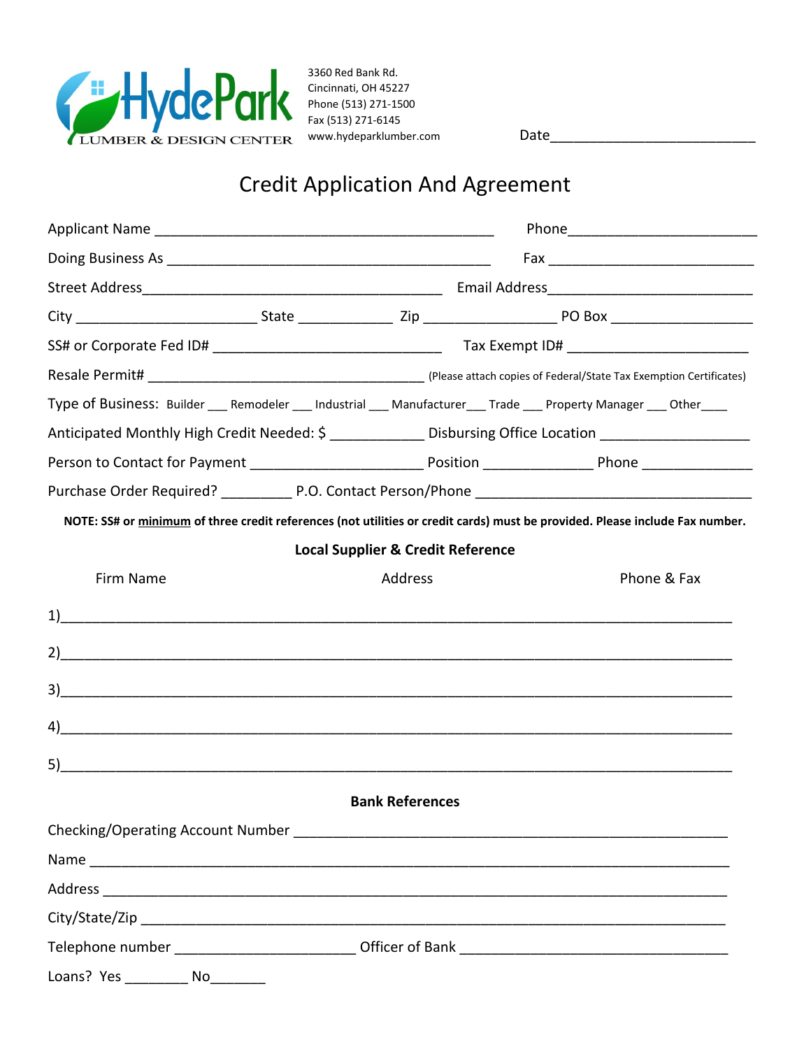HydePark LUMBER & DESIGN CENTER

3360 Red Bank Rd.
Cincinnati, OH 45227
Phone (513) 271-1500
Fax (513) 271-6145
www.hydeparklumber.com

Date_________________________

# Credit Application And Agreement

Applicant Name ____________________________________________ Phone________________________

Doing Business As __________________________________________ Fax __________________________

Street Address_______________________________________ Email Address_________________________

City _______________________ State ____________ Zip _________________ PO Box __________________

SS# or Corporate Fed ID# ______________________________ Tax Exempt ID# _______________________

Resale Permit# ____________________________________ (Please attach copies of Federal/State Tax Exemption Certificates)

Type of Business: Builder ___ Remodeler ___ Industrial ___ Manufacturer___ Trade ___ Property Manager ___ Other____

Anticipated Monthly High Credit Needed: $ ____________ Disbursing Office Location ___________________

Person to Contact for Payment ______________________ Position ______________ Phone ______________

Purchase Order Required? _________ P.O. Contact Person/Phone ____________________________________

**NOTE: SS# or <u>minimum</u> of three credit references (not utilities or credit cards) must be provided. Please include Fax number.**

### Local Supplier & Credit Reference

| | Firm Name | Address | Phone & Fax |
|---|---|---|---|
| 1) | | | |
| 2) | | | |
| 3) | | | |
| 4) | | | |
| 5) | | | |

### Bank References

Checking/Operating Account Number ________________________________________________________

Name _________________________________________________________________________________

Address _______________________________________________________________________________

City/State/Zip __________________________________________________________________________

Telephone number ______________________ Officer of Bank __________________________________

Loans? Yes ________ No_______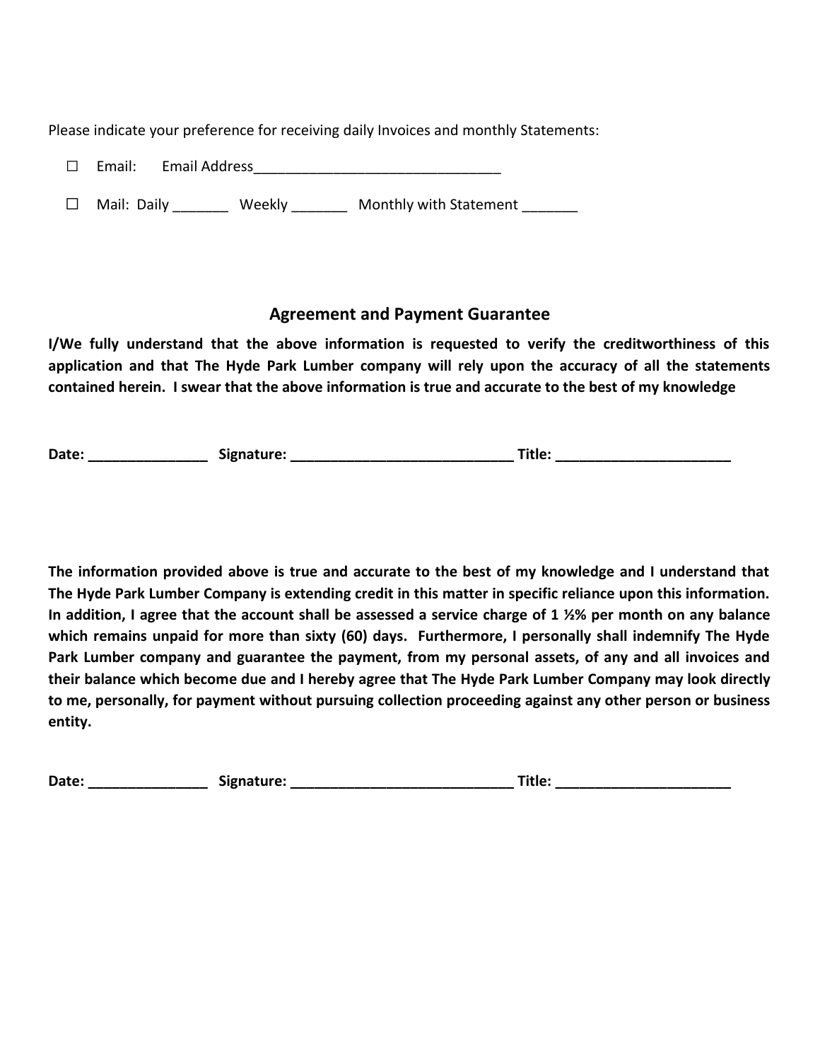Please indicate your preference for receiving daily Invoices and monthly Statements:

☐ Email: Email Address_______________________________

☐ Mail: Daily _______ Weekly _______ Monthly with Statement _______

## Agreement and Payment Guarantee

**I/We fully understand that the above information is requested to verify the creditworthiness of this application and that The Hyde Park Lumber company will rely upon the accuracy of all the statements contained herein. I swear that the above information is true and accurate to the best of my knowledge**

**Date: _______________ Signature: ____________________________ Title: ______________________**

**The information provided above is true and accurate to the best of my knowledge and I understand that The Hyde Park Lumber Company is extending credit in this matter in specific reliance upon this information. In addition, I agree that the account shall be assessed a service charge of 1 ½% per month on any balance which remains unpaid for more than sixty (60) days. Furthermore, I personally shall indemnify The Hyde Park Lumber company and guarantee the payment, from my personal assets, of any and all invoices and their balance which become due and I hereby agree that The Hyde Park Lumber Company may look directly to me, personally, for payment without pursuing collection proceeding against any other person or business entity.**

**Date: _______________ Signature: ____________________________ Title: ______________________**